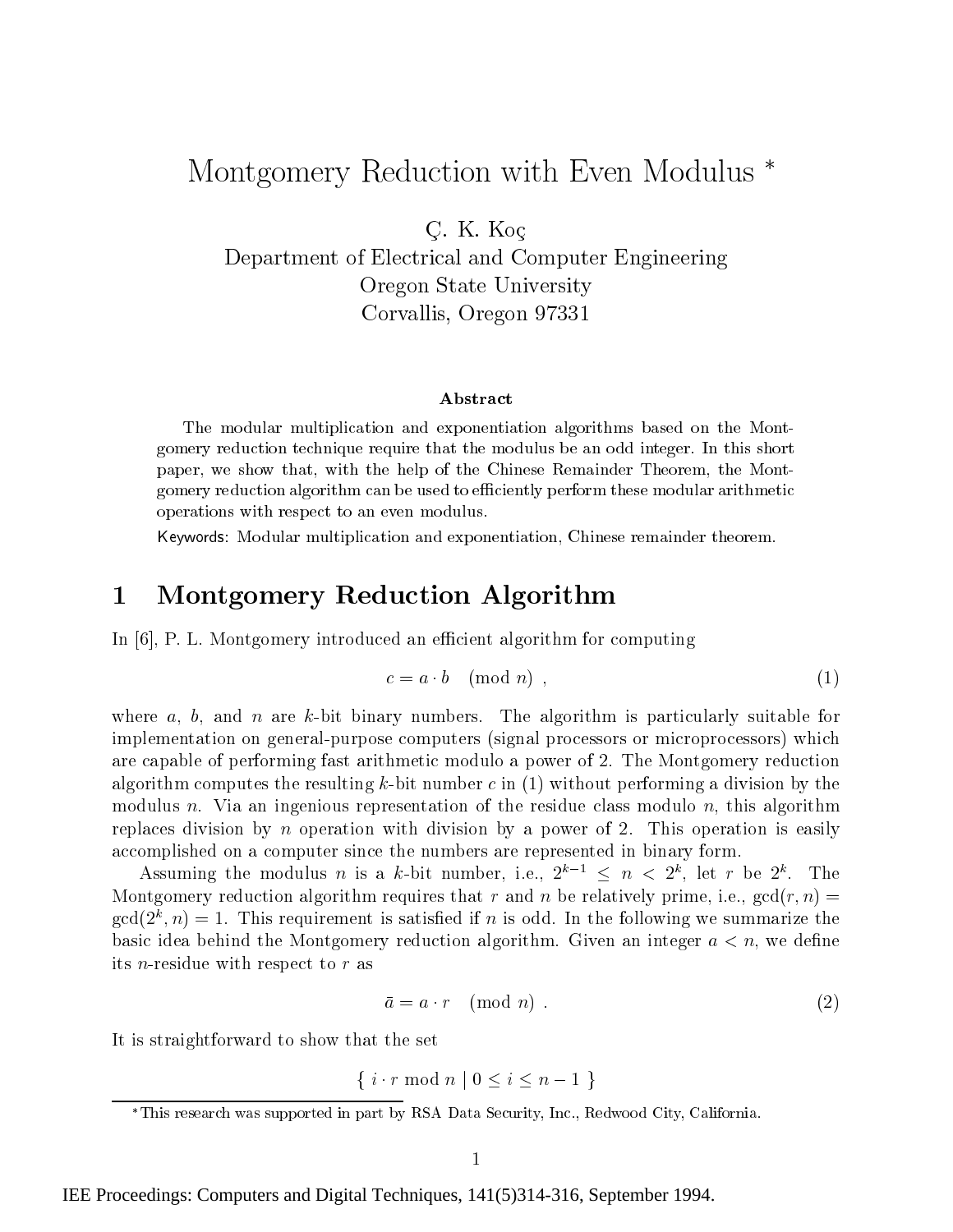# Montgomery Reduction with Even Modulus *

Ç. K. Koç
Department of Electrical and Computer Engineering
Oregon State University
Corvallis, Oregon 97331

### Abstract

The modular multiplication and exponentiation algorithms based on the Montgomery reduction technique require that the modulus be an odd integer. In this short paper, we show that, with the help of the Chinese Remainder Theorem, the Montgomery reduction algorithm can be used to efficiently perform these modular arithmetic operations with respect to an even modulus.

Keywords: Modular multiplication and exponentiation, Chinese remainder theorem.

## 1 Montgomery Reduction Algorithm

In [6], P. L. Montgomery introduced an efficient algorithm for computing

$$c = a \cdot b \pmod{n} \ , \tag{1}$$

where $a$, $b$, and $n$ are $k$-bit binary numbers. The algorithm is particularly suitable for implementation on general-purpose computers (signal processors or microprocessors) which are capable of performing fast arithmetic modulo a power of 2. The Montgomery reduction algorithm computes the resulting $k$-bit number $c$ in (1) without performing a division by the modulus $n$. Via an ingenious representation of the residue class modulo $n$, this algorithm replaces division by $n$ operation with division by a power of 2. This operation is easily accomplished on a computer since the numbers are represented in binary form.

Assuming the modulus $n$ is a $k$-bit number, i.e., $2^{k-1} \leq n < 2^k$, let $r$ be $2^k$. The Montgomery reduction algorithm requires that $r$ and $n$ be relatively prime, i.e., $\gcd(r, n) = \gcd(2^k, n) = 1$. This requirement is satisfied if $n$ is odd. In the following we summarize the basic idea behind the Montgomery reduction algorithm. Given an integer $a < n$, we define its $n$-residue with respect to $r$ as

$$\bar{a} = a \cdot r \pmod{n} \ . \tag{2}$$

It is straightforward to show that the set

$$\{ \ i \cdot r \bmod n \mid 0 \leq i \leq n-1 \ \}$$

*This research was supported in part by RSA Data Security, Inc., Redwood City, California.

IEE Proceedings: Computers and Digital Techniques, 141(5)314-316, September 1994.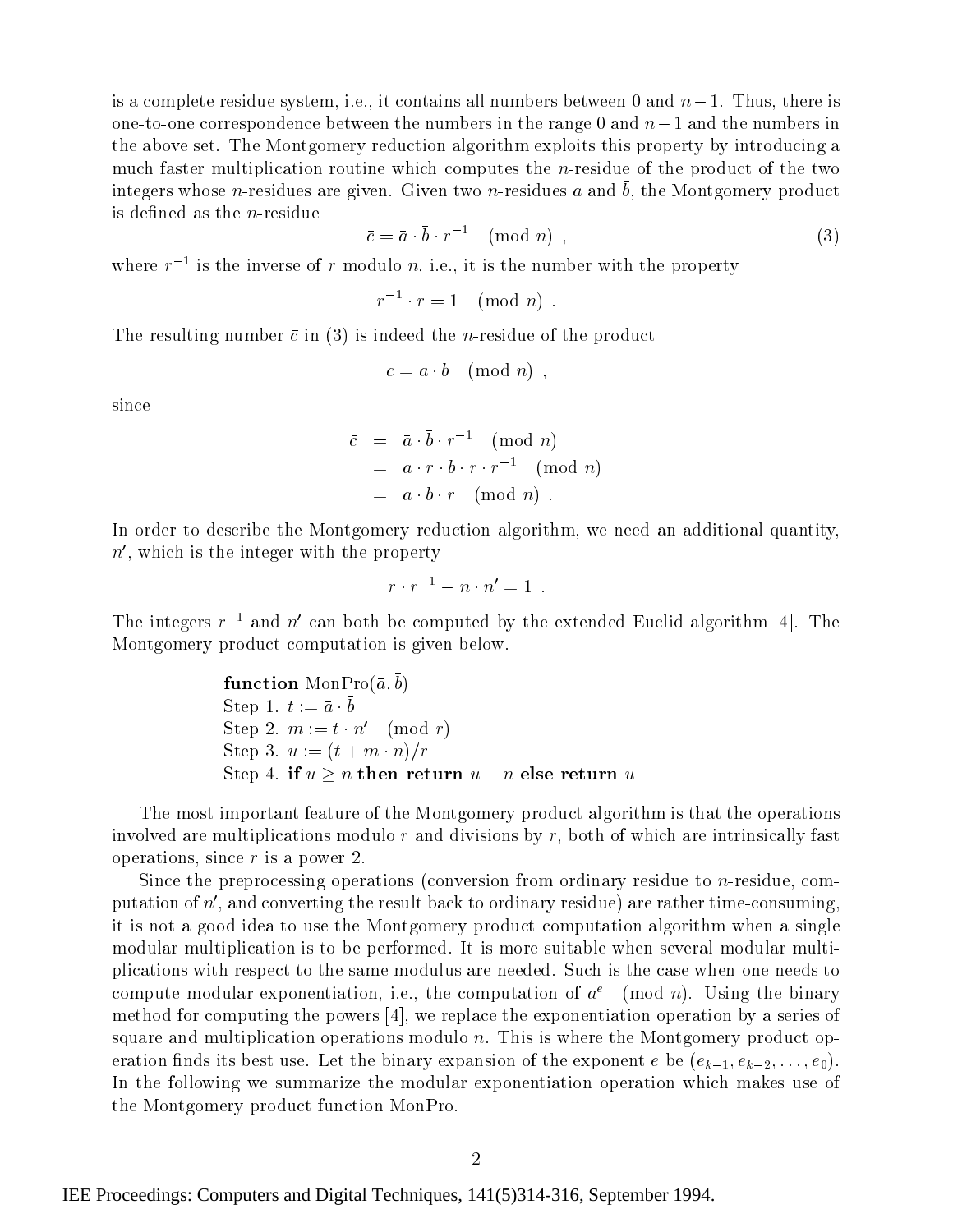is a complete residue system, i.e., it contains all numbers between 0 and $n-1$. Thus, there is one-to-one correspondence between the numbers in the range 0 and $n-1$ and the numbers in the above set. The Montgomery reduction algorithm exploits this property by introducing a much faster multiplication routine which computes the $n$-residue of the product of the two integers whose $n$-residues are given. Given two $n$-residues $\bar{a}$ and $\bar{b}$, the Montgomery product is defined as the $n$-residue

$$\bar{c} = \bar{a} \cdot \bar{b} \cdot r^{-1} \pmod{n} \;, \tag{3}$$

where $r^{-1}$ is the inverse of $r$ modulo $n$, i.e., it is the number with the property

$$r^{-1} \cdot r = 1 \pmod{n} \;.$$

The resulting number $\bar{c}$ in (3) is indeed the $n$-residue of the product

$$c = a \cdot b \pmod{n} \;,$$

since

$$\begin{aligned} \bar{c} &= \bar{a} \cdot \bar{b} \cdot r^{-1} \pmod{n} \\ &= a \cdot r \cdot b \cdot r \cdot r^{-1} \pmod{n} \\ &= a \cdot b \cdot r \pmod{n} \;. \end{aligned}$$

In order to describe the Montgomery reduction algorithm, we need an additional quantity, $n'$, which is the integer with the property

$$r \cdot r^{-1} - n \cdot n' = 1 \;.$$

The integers $r^{-1}$ and $n'$ can both be computed by the extended Euclid algorithm [4]. The Montgomery product computation is given below.

**function** MonPro($\bar{a}, \bar{b}$)
Step 1. $t := \bar{a} \cdot \bar{b}$
Step 2. $m := t \cdot n' \pmod{r}$
Step 3. $u := (t + m \cdot n)/r$
Step 4. **if** $u \geq n$ **then return** $u - n$ **else return** $u$

The most important feature of the Montgomery product algorithm is that the operations involved are multiplications modulo $r$ and divisions by $r$, both of which are intrinsically fast operations, since $r$ is a power 2.

Since the preprocessing operations (conversion from ordinary residue to $n$-residue, computation of $n'$, and converting the result back to ordinary residue) are rather time-consuming, it is not a good idea to use the Montgomery product computation algorithm when a single modular multiplication is to be performed. It is more suitable when several modular multiplications with respect to the same modulus are needed. Such is the case when one needs to compute modular exponentiation, i.e., the computation of $a^e \pmod{n}$. Using the binary method for computing the powers [4], we replace the exponentiation operation by a series of square and multiplication operations modulo $n$. This is where the Montgomery product operation finds its best use. Let the binary expansion of the exponent $e$ be $(e_{k-1}, e_{k-2}, \ldots, e_0)$. In the following we summarize the modular exponentiation operation which makes use of the Montgomery product function MonPro.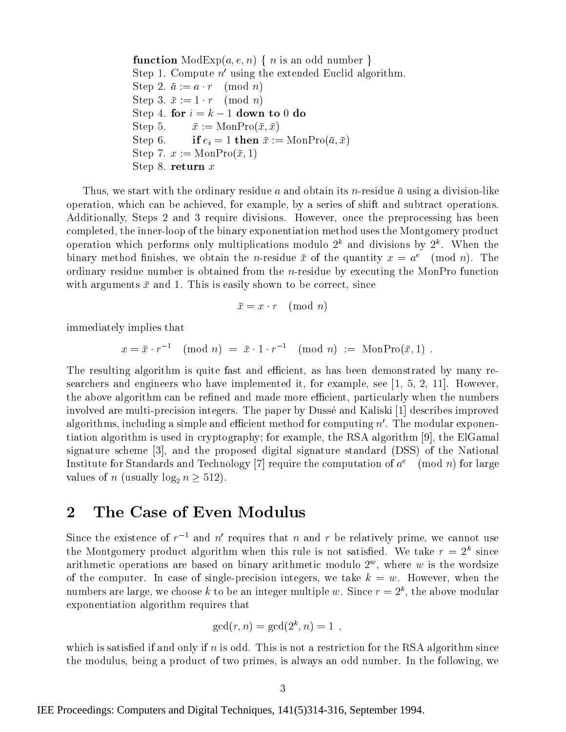```
function ModExp(a, e, n) { n is an odd number }
Step 1. Compute n' using the extended Euclid algorithm.
Step 2. ā := a · r   (mod n)
Step 3. x̄ := 1 · r   (mod n)
Step 4. for i = k − 1 down to 0 do
Step 5.     x̄ := MonPro(x̄, x̄)
Step 6.     if e_i = 1 then x̄ := MonPro(ā, x̄)
Step 7. x := MonPro(x̄, 1)
Step 8. return x
```

Thus, we start with the ordinary residue $a$ and obtain its $n$-residue $\bar{a}$ using a division-like operation, which can be achieved, for example, by a series of shift and subtract operations. Additionally, Steps 2 and 3 require divisions. However, once the preprocessing has been completed, the inner-loop of the binary exponentiation method uses the Montgomery product operation which performs only multiplications modulo $2^k$ and divisions by $2^k$. When the binary method finishes, we obtain the $n$-residue $\bar{x}$ of the quantity $x = a^e \pmod{n}$. The ordinary residue number is obtained from the $n$-residue by executing the MonPro function with arguments $\bar{x}$ and 1. This is easily shown to be correct, since

$$\bar{x} = x \cdot r \pmod{n}$$

immediately implies that

$$x = \bar{x} \cdot r^{-1} \pmod{n} \;=\; \bar{x} \cdot 1 \cdot r^{-1} \pmod{n} \;:=\; \text{MonPro}(\bar{x}, 1) \;.$$

The resulting algorithm is quite fast and efficient, as has been demonstrated by many researchers and engineers who have implemented it, for example, see [1, 5, 2, 11]. However, the above algorithm can be refined and made more efficient, particularly when the numbers involved are multi-precision integers. The paper by Dussé and Kaliski [1] describes improved algorithms, including a simple and efficient method for computing $n'$. The modular exponentiation algorithm is used in cryptography; for example, the RSA algorithm [9], the ElGamal signature scheme [3], and the proposed digital signature standard (DSS) of the National Institute for Standards and Technology [7] require the computation of $a^e \pmod{n}$ for large values of $n$ (usually $\log_2 n \geq 512$).

## 2 The Case of Even Modulus

Since the existence of $r^{-1}$ and $n'$ requires that $n$ and $r$ be relatively prime, we cannot use the Montgomery product algorithm when this rule is not satisfied. We take $r = 2^k$ since arithmetic operations are based on binary arithmetic modulo $2^w$, where $w$ is the wordsize of the computer. In case of single-precision integers, we take $k = w$. However, when the numbers are large, we choose $k$ to be an integer multiple $w$. Since $r = 2^k$, the above modular exponentiation algorithm requires that

$$\gcd(r, n) = \gcd(2^k, n) = 1 \;,$$

which is satisfied if and only if $n$ is odd. This is not a restriction for the RSA algorithm since the modulus, being a product of two primes, is always an odd number. In the following, we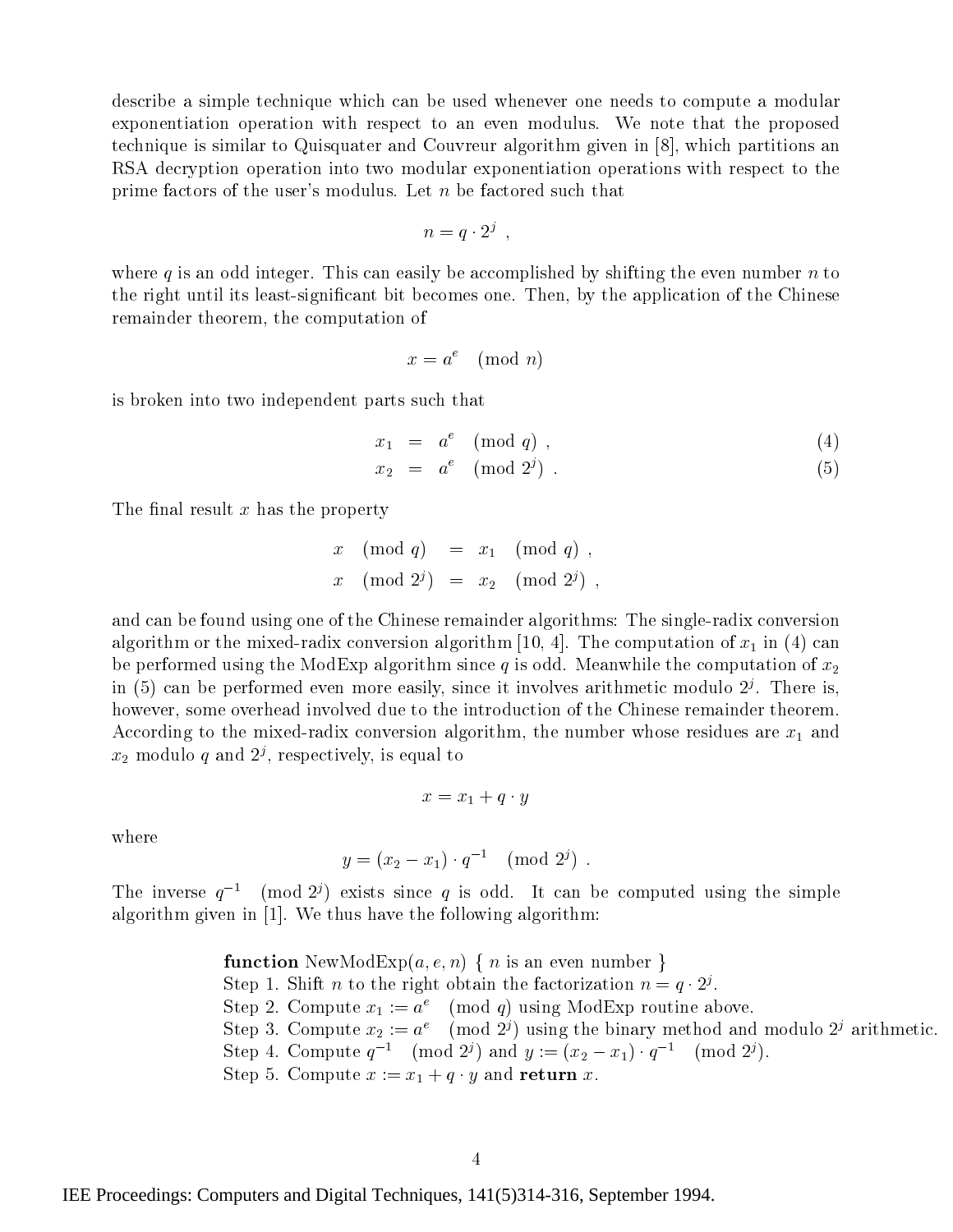describe a simple technique which can be used whenever one needs to compute a modular exponentiation operation with respect to an even modulus. We note that the proposed technique is similar to Quisquater and Couvreur algorithm given in [8], which partitions an RSA decryption operation into two modular exponentiation operations with respect to the prime factors of the user's modulus. Let $n$ be factored such that

$$n = q \cdot 2^j ,$$

where $q$ is an odd integer. This can easily be accomplished by shifting the even number $n$ to the right until its least-significant bit becomes one. Then, by the application of the Chinese remainder theorem, the computation of

$$x = a^e \pmod{n}$$

is broken into two independent parts such that

$$x_1 = a^e \pmod{q} , \tag{4}$$

$$x_2 = a^e \pmod{2^j} . \tag{5}$$

The final result $x$ has the property

$$x \pmod{q} = x_1 \pmod{q} ,$$

$$x \pmod{2^j} = x_2 \pmod{2^j} ,$$

and can be found using one of the Chinese remainder algorithms: The single-radix conversion algorithm or the mixed-radix conversion algorithm [10, 4]. The computation of $x_1$ in (4) can be performed using the ModExp algorithm since $q$ is odd. Meanwhile the computation of $x_2$ in (5) can be performed even more easily, since it involves arithmetic modulo $2^j$. There is, however, some overhead involved due to the introduction of the Chinese remainder theorem. According to the mixed-radix conversion algorithm, the number whose residues are $x_1$ and $x_2$ modulo $q$ and $2^j$, respectively, is equal to

$$x = x_1 + q \cdot y$$

where

$$y = (x_2 - x_1) \cdot q^{-1} \pmod{2^j} .$$

The inverse $q^{-1} \pmod{2^j}$ exists since $q$ is odd. It can be computed using the simple algorithm given in [1]. We thus have the following algorithm:

**function** NewModExp$(a, e, n)$ { $n$ is an even number }
Step 1. Shift $n$ to the right obtain the factorization $n = q \cdot 2^j$.
Step 2. Compute $x_1 := a^e \pmod{q}$ using ModExp routine above.
Step 3. Compute $x_2 := a^e \pmod{2^j}$ using the binary method and modulo $2^j$ arithmetic.
Step 4. Compute $q^{-1} \pmod{2^j}$ and $y := (x_2 - x_1) \cdot q^{-1} \pmod{2^j}$.
Step 5. Compute $x := x_1 + q \cdot y$ and **return** $x$.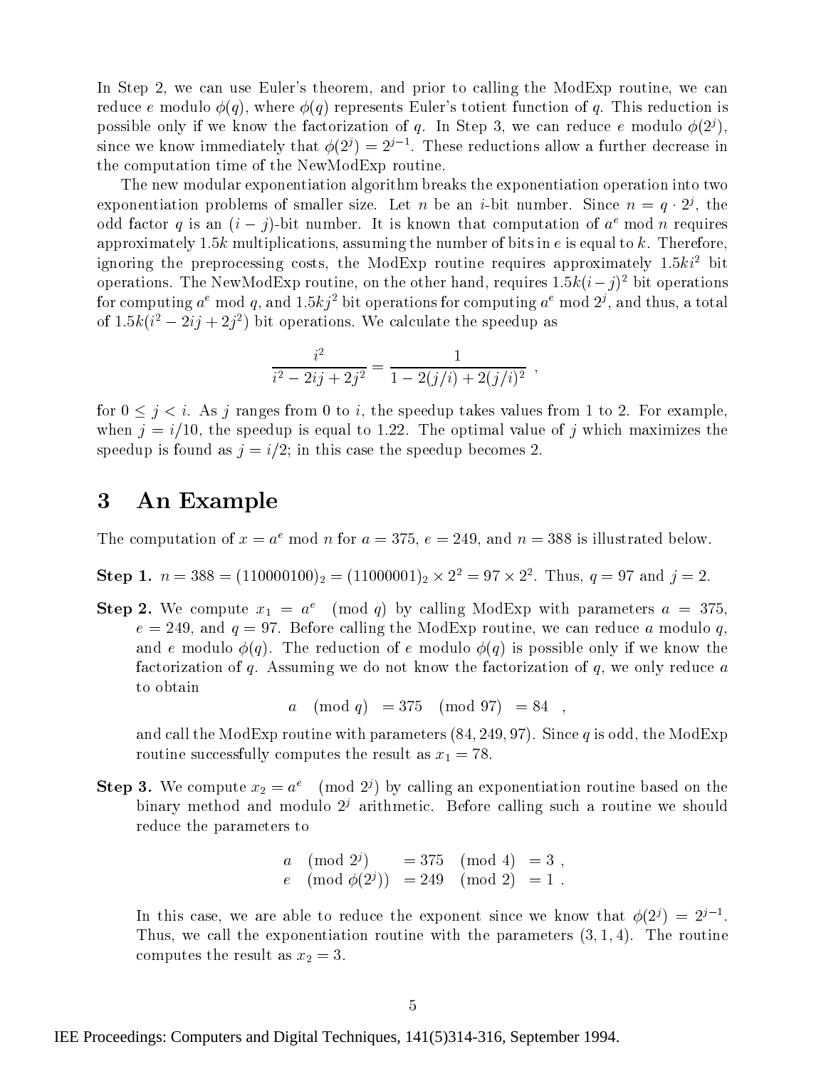In Step 2, we can use Euler's theorem, and prior to calling the ModExp routine, we can reduce $e$ modulo $\phi(q)$, where $\phi(q)$ represents Euler's totient function of $q$. This reduction is possible only if we know the factorization of $q$. In Step 3, we can reduce $e$ modulo $\phi(2^j)$, since we know immediately that $\phi(2^j) = 2^{j-1}$. These reductions allow a further decrease in the computation time of the NewModExp routine.

The new modular exponentiation algorithm breaks the exponentiation operation into two exponentiation problems of smaller size. Let $n$ be an $i$-bit number. Since $n = q \cdot 2^j$, the odd factor $q$ is an $(i-j)$-bit number. It is known that computation of $a^e \bmod n$ requires approximately $1.5k$ multiplications, assuming the number of bits in $e$ is equal to $k$. Therefore, ignoring the preprocessing costs, the ModExp routine requires approximately $1.5ki^2$ bit operations. The NewModExp routine, on the other hand, requires $1.5k(i-j)^2$ bit operations for computing $a^e \bmod q$, and $1.5kj^2$ bit operations for computing $a^e \bmod 2^j$, and thus, a total of $1.5k(i^2 - 2ij + 2j^2)$ bit operations. We calculate the speedup as

$$\frac{i^2}{i^2 - 2ij + 2j^2} = \frac{1}{1 - 2(j/i) + 2(j/i)^2} \ ,$$

for $0 \leq j < i$. As $j$ ranges from 0 to $i$, the speedup takes values from 1 to 2. For example, when $j = i/10$, the speedup is equal to 1.22. The optimal value of $j$ which maximizes the speedup is found as $j = i/2$; in this case the speedup becomes 2.

# 3 An Example

The computation of $x = a^e \bmod n$ for $a = 375$, $e = 249$, and $n = 388$ is illustrated below.

**Step 1.** $n = 388 = (110000100)_2 = (11000001)_2 \times 2^2 = 97 \times 2^2$. Thus, $q = 97$ and $j = 2$.

**Step 2.** We compute $x_1 = a^e \pmod{q}$ by calling ModExp with parameters $a = 375$, $e = 249$, and $q = 97$. Before calling the ModExp routine, we can reduce $a$ modulo $q$, and $e$ modulo $\phi(q)$. The reduction of $e$ modulo $\phi(q)$ is possible only if we know the factorization of $q$. Assuming we do not know the factorization of $q$, we only reduce $a$ to obtain

$$a \pmod{q} = 375 \pmod{97} = 84 \ ,$$

and call the ModExp routine with parameters $(84, 249, 97)$. Since $q$ is odd, the ModExp routine successfully computes the result as $x_1 = 78$.

**Step 3.** We compute $x_2 = a^e \pmod{2^j}$ by calling an exponentiation routine based on the binary method and modulo $2^j$ arithmetic. Before calling such a routine we should reduce the parameters to

$$\begin{array}{lll} a \pmod{2^j} & = 375 \pmod{4} & = 3 \ , \\ e \pmod{\phi(2^j)} & = 249 \pmod{2} & = 1 \ . \end{array}$$

In this case, we are able to reduce the exponent since we know that $\phi(2^j) = 2^{j-1}$. Thus, we call the exponentiation routine with the parameters $(3, 1, 4)$. The routine computes the result as $x_2 = 3$.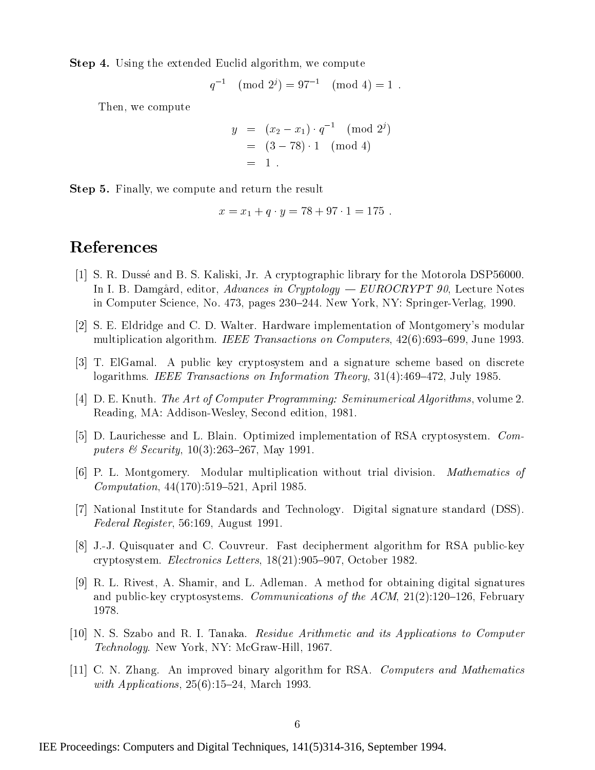**Step 4.** Using the extended Euclid algorithm, we compute

$$q^{-1} \pmod{2^j} = 97^{-1} \pmod 4 = 1 \ .$$

Then, we compute

$$\begin{aligned} y &= (x_2 - x_1) \cdot q^{-1} \pmod{2^j} \\ &= (3 - 78) \cdot 1 \pmod 4 \\ &= 1 \ . \end{aligned}$$

**Step 5.** Finally, we compute and return the result

$$x = x_1 + q \cdot y = 78 + 97 \cdot 1 = 175 \ .$$

# References

[1] S. R. Dussé and B. S. Kaliski, Jr. A cryptographic library for the Motorola DSP56000. In I. B. Damgård, editor, *Advances in Cryptology — EUROCRYPT 90*, Lecture Notes in Computer Science, No. 473, pages 230–244. New York, NY: Springer-Verlag, 1990.

[2] S. E. Eldridge and C. D. Walter. Hardware implementation of Montgomery's modular multiplication algorithm. *IEEE Transactions on Computers*, 42(6):693–699, June 1993.

[3] T. ElGamal. A public key cryptosystem and a signature scheme based on discrete logarithms. *IEEE Transactions on Information Theory*, 31(4):469–472, July 1985.

[4] D. E. Knuth. *The Art of Computer Programming: Seminumerical Algorithms*, volume 2. Reading, MA: Addison-Wesley, Second edition, 1981.

[5] D. Laurichesse and L. Blain. Optimized implementation of RSA cryptosystem. *Computers & Security*, 10(3):263–267, May 1991.

[6] P. L. Montgomery. Modular multiplication without trial division. *Mathematics of Computation*, 44(170):519–521, April 1985.

[7] National Institute for Standards and Technology. Digital signature standard (DSS). *Federal Register*, 56:169, August 1991.

[8] J.-J. Quisquater and C. Couvreur. Fast decipherment algorithm for RSA public-key cryptosystem. *Electronics Letters*, 18(21):905–907, October 1982.

[9] R. L. Rivest, A. Shamir, and L. Adleman. A method for obtaining digital signatures and public-key cryptosystems. *Communications of the ACM*, 21(2):120–126, February 1978.

[10] N. S. Szabo and R. I. Tanaka. *Residue Arithmetic and its Applications to Computer Technology*. New York, NY: McGraw-Hill, 1967.

[11] C. N. Zhang. An improved binary algorithm for RSA. *Computers and Mathematics with Applications*, 25(6):15–24, March 1993.

IEE Proceedings: Computers and Digital Techniques, 141(5)314-316, September 1994.